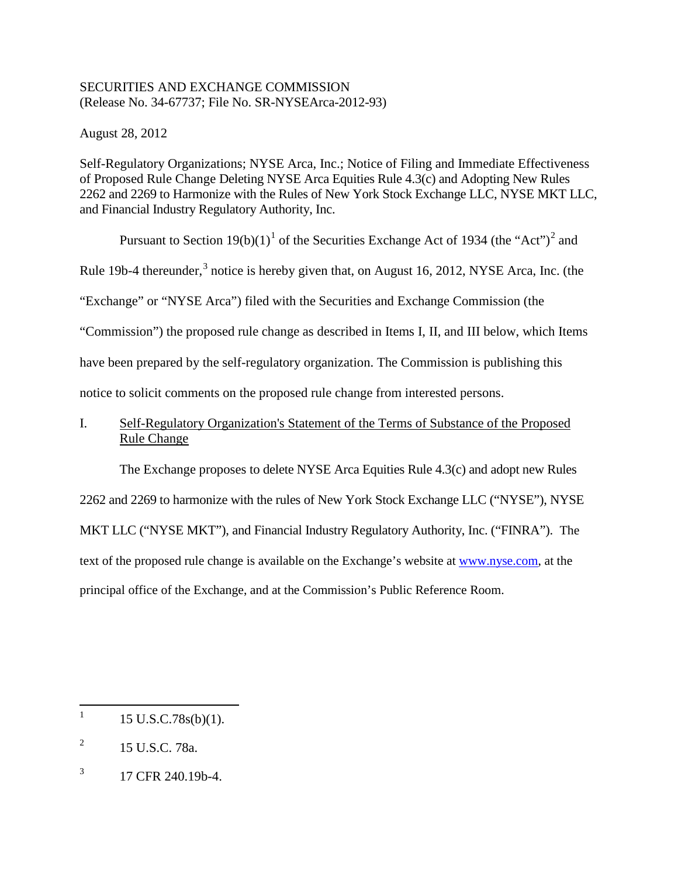SECURITIES AND EXCHANGE COMMISSION
(Release No. 34-67737; File No. SR-NYSEArca-2012-93)

August 28, 2012

Self-Regulatory Organizations; NYSE Arca, Inc.; Notice of Filing and Immediate Effectiveness of Proposed Rule Change Deleting NYSE Arca Equities Rule 4.3(c) and Adopting New Rules 2262 and 2269 to Harmonize with the Rules of New York Stock Exchange LLC, NYSE MKT LLC, and Financial Industry Regulatory Authority, Inc.

Pursuant to Section 19(b)(1)[1] of the Securities Exchange Act of 1934 (the "Act")[2] and Rule 19b-4 thereunder,[3] notice is hereby given that, on August 16, 2012, NYSE Arca, Inc. (the "Exchange" or "NYSE Arca") filed with the Securities and Exchange Commission (the "Commission") the proposed rule change as described in Items I, II, and III below, which Items have been prepared by the self-regulatory organization. The Commission is publishing this notice to solicit comments on the proposed rule change from interested persons.

## I. Self-Regulatory Organization's Statement of the Terms of Substance of the Proposed Rule Change

The Exchange proposes to delete NYSE Arca Equities Rule 4.3(c) and adopt new Rules 2262 and 2269 to harmonize with the rules of New York Stock Exchange LLC ("NYSE"), NYSE MKT LLC ("NYSE MKT"), and Financial Industry Regulatory Authority, Inc. ("FINRA"). The text of the proposed rule change is available on the Exchange's website at www.nyse.com, at the principal office of the Exchange, and at the Commission's Public Reference Room.

---

[1] 15 U.S.C.78s(b)(1).

[2] 15 U.S.C. 78a.

[3] 17 CFR 240.19b-4.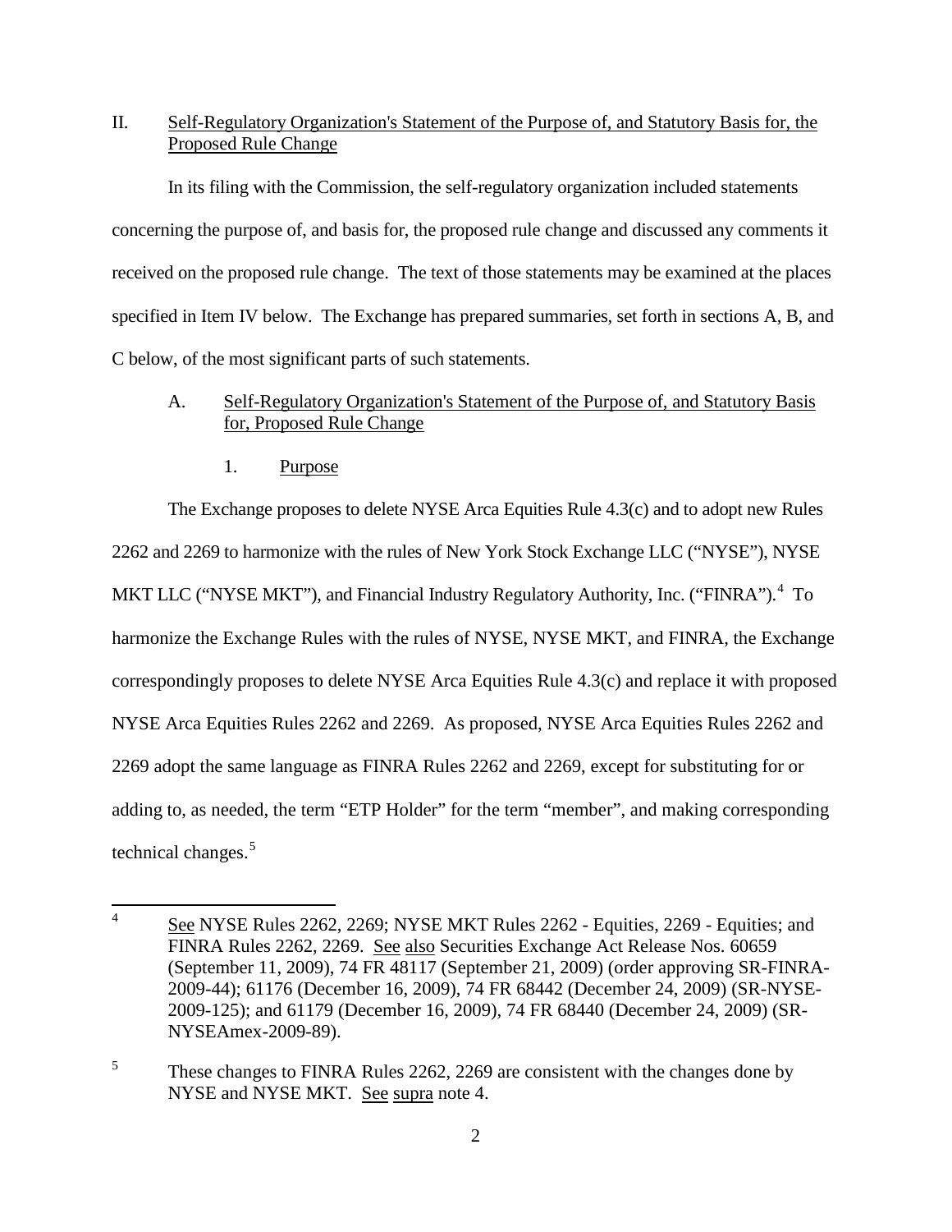II. Self-Regulatory Organization's Statement of the Purpose of, and Statutory Basis for, the Proposed Rule Change

In its filing with the Commission, the self-regulatory organization included statements concerning the purpose of, and basis for, the proposed rule change and discussed any comments it received on the proposed rule change. The text of those statements may be examined at the places specified in Item IV below. The Exchange has prepared summaries, set forth in sections A, B, and C below, of the most significant parts of such statements.

A. Self-Regulatory Organization's Statement of the Purpose of, and Statutory Basis for, Proposed Rule Change

1. Purpose

The Exchange proposes to delete NYSE Arca Equities Rule 4.3(c) and to adopt new Rules 2262 and 2269 to harmonize with the rules of New York Stock Exchange LLC ("NYSE"), NYSE MKT LLC ("NYSE MKT"), and Financial Industry Regulatory Authority, Inc. ("FINRA").[4] To harmonize the Exchange Rules with the rules of NYSE, NYSE MKT, and FINRA, the Exchange correspondingly proposes to delete NYSE Arca Equities Rule 4.3(c) and replace it with proposed NYSE Arca Equities Rules 2262 and 2269. As proposed, NYSE Arca Equities Rules 2262 and 2269 adopt the same language as FINRA Rules 2262 and 2269, except for substituting for or adding to, as needed, the term "ETP Holder" for the term "member", and making corresponding technical changes.[5]

---

[4] See NYSE Rules 2262, 2269; NYSE MKT Rules 2262 - Equities, 2269 - Equities; and FINRA Rules 2262, 2269. See also Securities Exchange Act Release Nos. 60659 (September 11, 2009), 74 FR 48117 (September 21, 2009) (order approving SR-FINRA-2009-44); 61176 (December 16, 2009), 74 FR 68442 (December 24, 2009) (SR-NYSE-2009-125); and 61179 (December 16, 2009), 74 FR 68440 (December 24, 2009) (SR-NYSEAmex-2009-89).

[5] These changes to FINRA Rules 2262, 2269 are consistent with the changes done by NYSE and NYSE MKT. See supra note 4.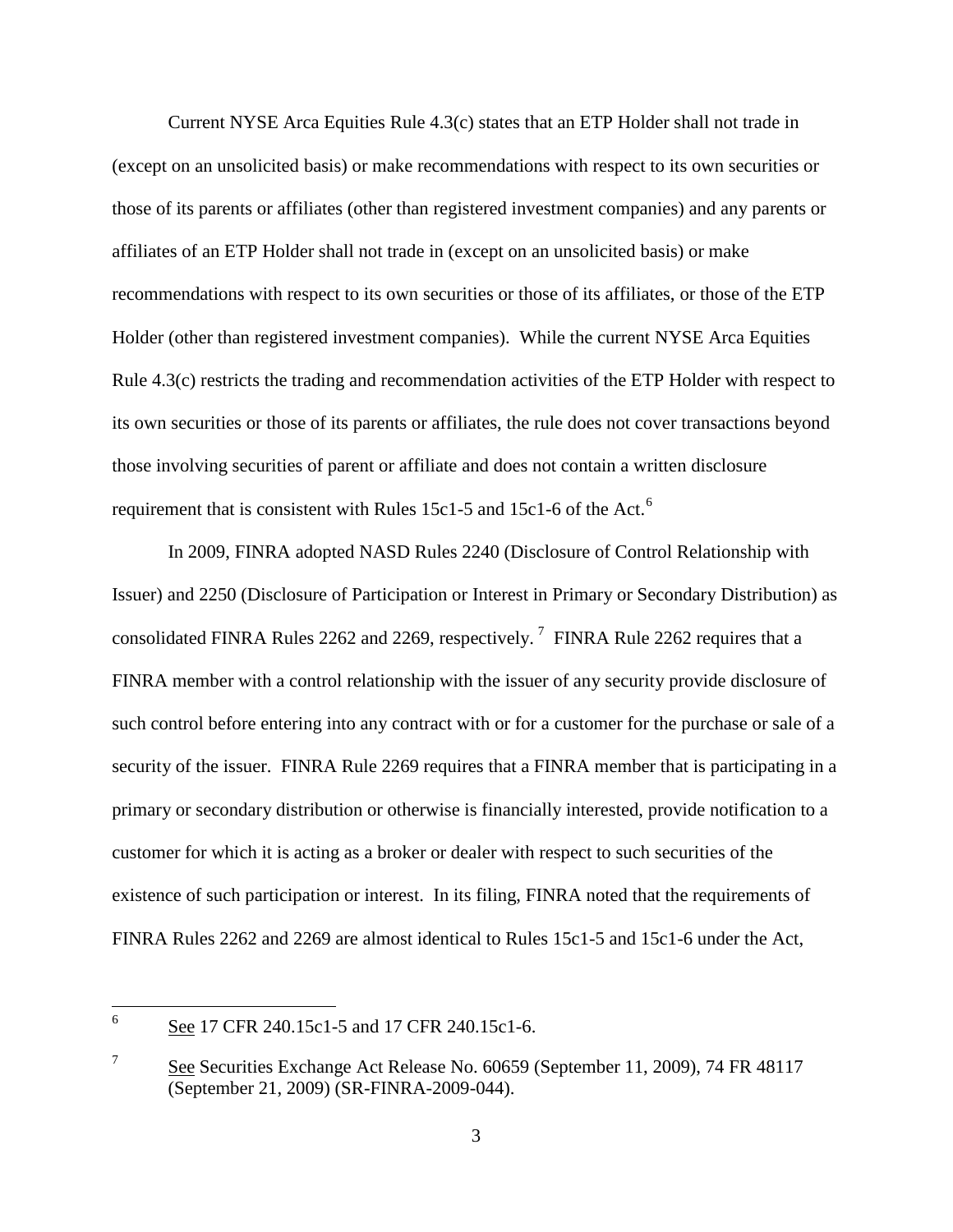Current NYSE Arca Equities Rule 4.3(c) states that an ETP Holder shall not trade in (except on an unsolicited basis) or make recommendations with respect to its own securities or those of its parents or affiliates (other than registered investment companies) and any parents or affiliates of an ETP Holder shall not trade in (except on an unsolicited basis) or make recommendations with respect to its own securities or those of its affiliates, or those of the ETP Holder (other than registered investment companies). While the current NYSE Arca Equities Rule 4.3(c) restricts the trading and recommendation activities of the ETP Holder with respect to its own securities or those of its parents or affiliates, the rule does not cover transactions beyond those involving securities of parent or affiliate and does not contain a written disclosure requirement that is consistent with Rules 15c1-5 and 15c1-6 of the Act.[6]

In 2009, FINRA adopted NASD Rules 2240 (Disclosure of Control Relationship with Issuer) and 2250 (Disclosure of Participation or Interest in Primary or Secondary Distribution) as consolidated FINRA Rules 2262 and 2269, respectively.[7] FINRA Rule 2262 requires that a FINRA member with a control relationship with the issuer of any security provide disclosure of such control before entering into any contract with or for a customer for the purchase or sale of a security of the issuer. FINRA Rule 2269 requires that a FINRA member that is participating in a primary or secondary distribution or otherwise is financially interested, provide notification to a customer for which it is acting as a broker or dealer with respect to such securities of the existence of such participation or interest. In its filing, FINRA noted that the requirements of FINRA Rules 2262 and 2269 are almost identical to Rules 15c1-5 and 15c1-6 under the Act,

---

[6] See 17 CFR 240.15c1-5 and 17 CFR 240.15c1-6.

[7] See Securities Exchange Act Release No. 60659 (September 11, 2009), 74 FR 48117 (September 21, 2009) (SR-FINRA-2009-044).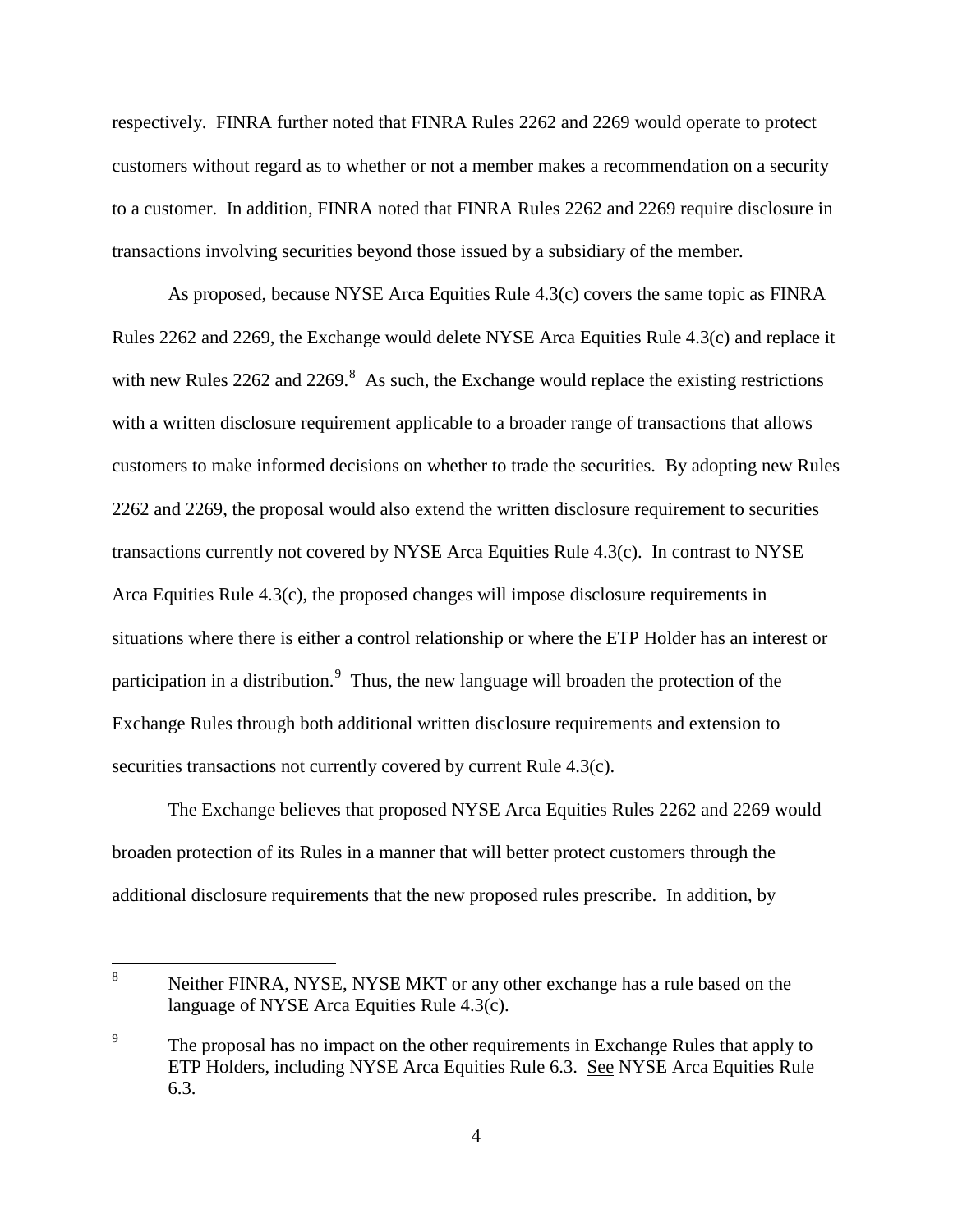respectively. FINRA further noted that FINRA Rules 2262 and 2269 would operate to protect customers without regard as to whether or not a member makes a recommendation on a security to a customer. In addition, FINRA noted that FINRA Rules 2262 and 2269 require disclosure in transactions involving securities beyond those issued by a subsidiary of the member.

As proposed, because NYSE Arca Equities Rule 4.3(c) covers the same topic as FINRA Rules 2262 and 2269, the Exchange would delete NYSE Arca Equities Rule 4.3(c) and replace it with new Rules 2262 and 2269.[8] As such, the Exchange would replace the existing restrictions with a written disclosure requirement applicable to a broader range of transactions that allows customers to make informed decisions on whether to trade the securities. By adopting new Rules 2262 and 2269, the proposal would also extend the written disclosure requirement to securities transactions currently not covered by NYSE Arca Equities Rule 4.3(c). In contrast to NYSE Arca Equities Rule 4.3(c), the proposed changes will impose disclosure requirements in situations where there is either a control relationship or where the ETP Holder has an interest or participation in a distribution.[9] Thus, the new language will broaden the protection of the Exchange Rules through both additional written disclosure requirements and extension to securities transactions not currently covered by current Rule 4.3(c).

The Exchange believes that proposed NYSE Arca Equities Rules 2262 and 2269 would broaden protection of its Rules in a manner that will better protect customers through the additional disclosure requirements that the new proposed rules prescribe. In addition, by

---

[8] Neither FINRA, NYSE, NYSE MKT or any other exchange has a rule based on the language of NYSE Arca Equities Rule 4.3(c).

[9] The proposal has no impact on the other requirements in Exchange Rules that apply to ETP Holders, including NYSE Arca Equities Rule 6.3. See NYSE Arca Equities Rule 6.3.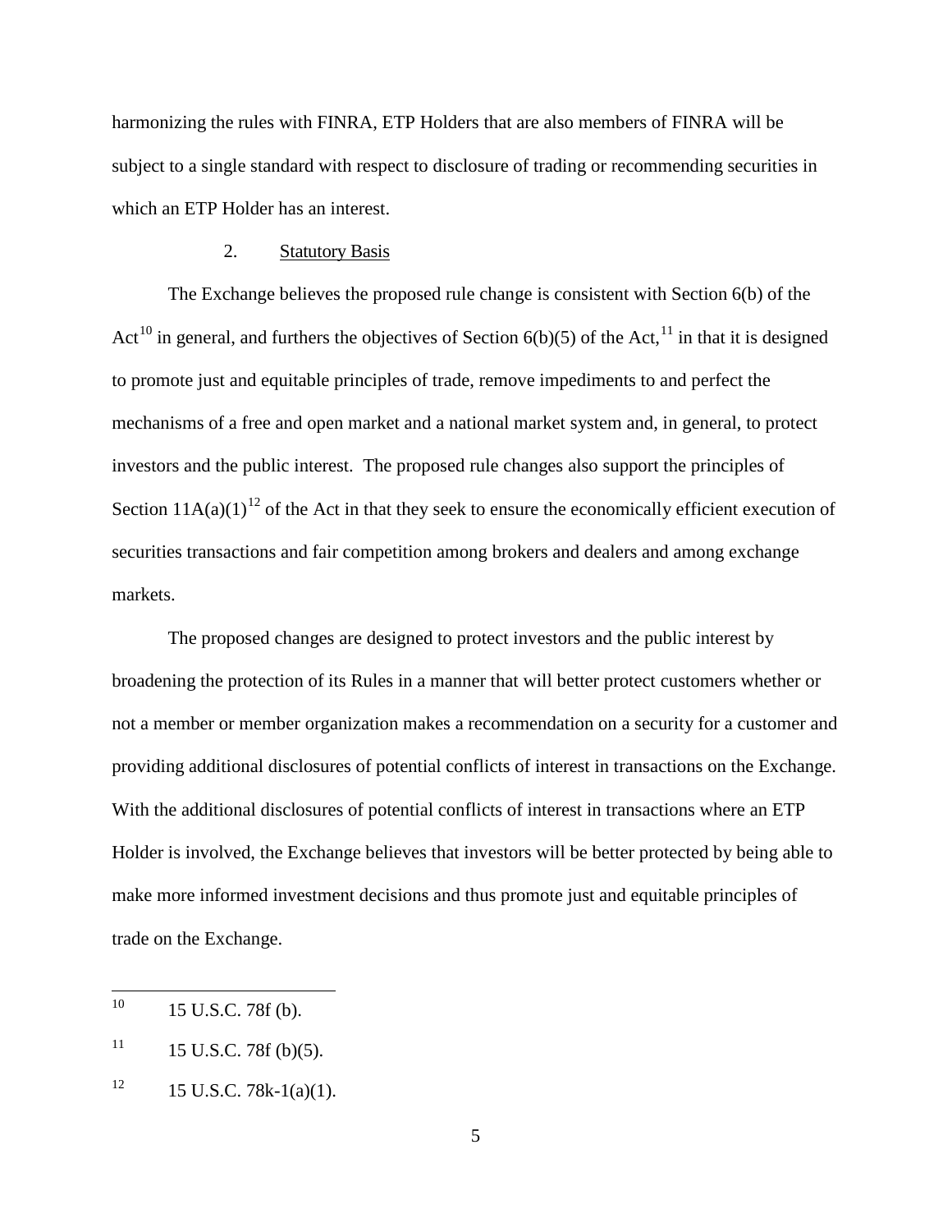harmonizing the rules with FINRA, ETP Holders that are also members of FINRA will be subject to a single standard with respect to disclosure of trading or recommending securities in which an ETP Holder has an interest.

2. Statutory Basis

The Exchange believes the proposed rule change is consistent with Section 6(b) of the Act[10] in general, and furthers the objectives of Section 6(b)(5) of the Act,[11] in that it is designed to promote just and equitable principles of trade, remove impediments to and perfect the mechanisms of a free and open market and a national market system and, in general, to protect investors and the public interest. The proposed rule changes also support the principles of Section 11A(a)(1)[12] of the Act in that they seek to ensure the economically efficient execution of securities transactions and fair competition among brokers and dealers and among exchange markets.

The proposed changes are designed to protect investors and the public interest by broadening the protection of its Rules in a manner that will better protect customers whether or not a member or member organization makes a recommendation on a security for a customer and providing additional disclosures of potential conflicts of interest in transactions on the Exchange. With the additional disclosures of potential conflicts of interest in transactions where an ETP Holder is involved, the Exchange believes that investors will be better protected by being able to make more informed investment decisions and thus promote just and equitable principles of trade on the Exchange.

---

[10] 15 U.S.C. 78f (b).

[11] 15 U.S.C. 78f (b)(5).

[12] 15 U.S.C. 78k-1(a)(1).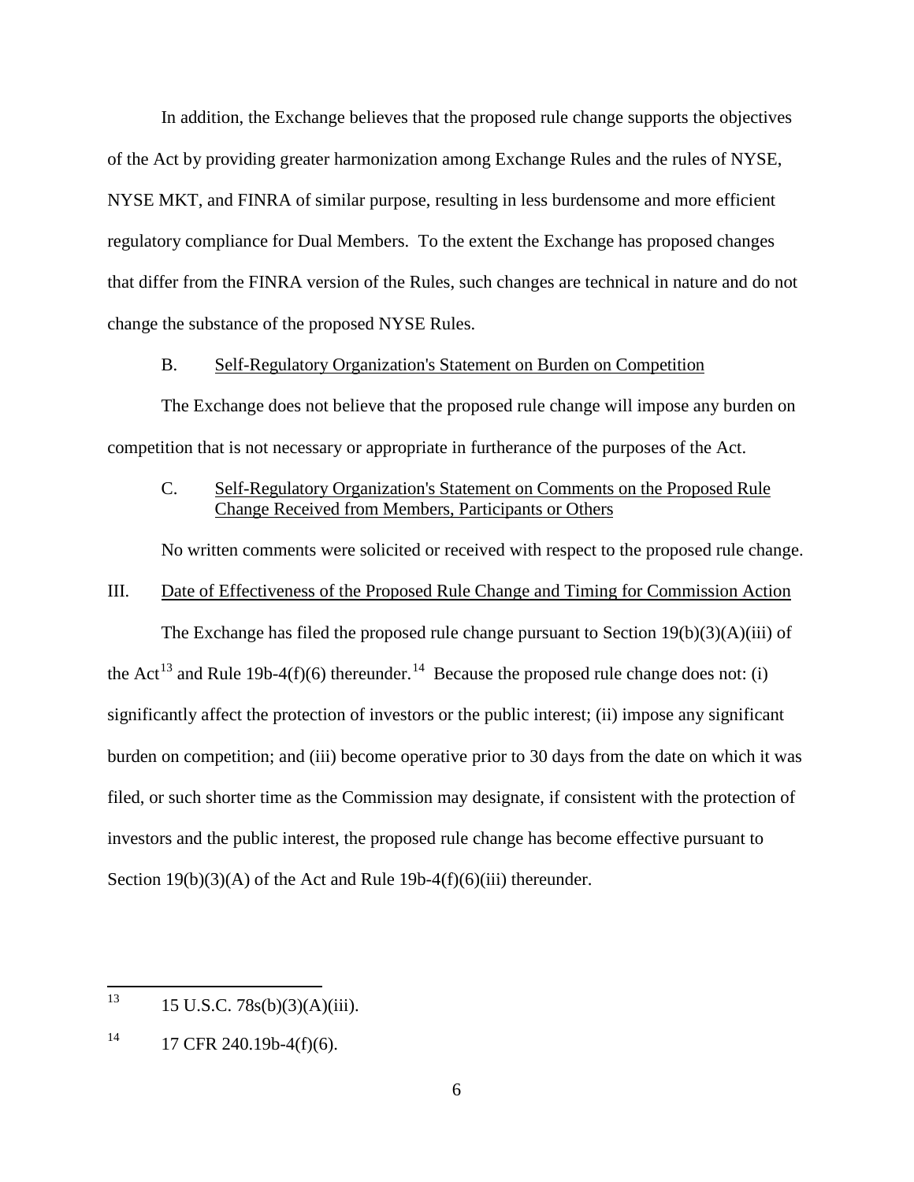In addition, the Exchange believes that the proposed rule change supports the objectives of the Act by providing greater harmonization among Exchange Rules and the rules of NYSE, NYSE MKT, and FINRA of similar purpose, resulting in less burdensome and more efficient regulatory compliance for Dual Members. To the extent the Exchange has proposed changes that differ from the FINRA version of the Rules, such changes are technical in nature and do not change the substance of the proposed NYSE Rules.

### B. Self-Regulatory Organization's Statement on Burden on Competition

The Exchange does not believe that the proposed rule change will impose any burden on competition that is not necessary or appropriate in furtherance of the purposes of the Act.

### C. Self-Regulatory Organization's Statement on Comments on the Proposed Rule Change Received from Members, Participants or Others

No written comments were solicited or received with respect to the proposed rule change.

## III. Date of Effectiveness of the Proposed Rule Change and Timing for Commission Action

The Exchange has filed the proposed rule change pursuant to Section 19(b)(3)(A)(iii) of the Act[13] and Rule 19b-4(f)(6) thereunder.[14] Because the proposed rule change does not: (i) significantly affect the protection of investors or the public interest; (ii) impose any significant burden on competition; and (iii) become operative prior to 30 days from the date on which it was filed, or such shorter time as the Commission may designate, if consistent with the protection of investors and the public interest, the proposed rule change has become effective pursuant to Section 19(b)(3)(A) of the Act and Rule 19b-4(f)(6)(iii) thereunder.

---

[13] 15 U.S.C. 78s(b)(3)(A)(iii).

[14] 17 CFR 240.19b-4(f)(6).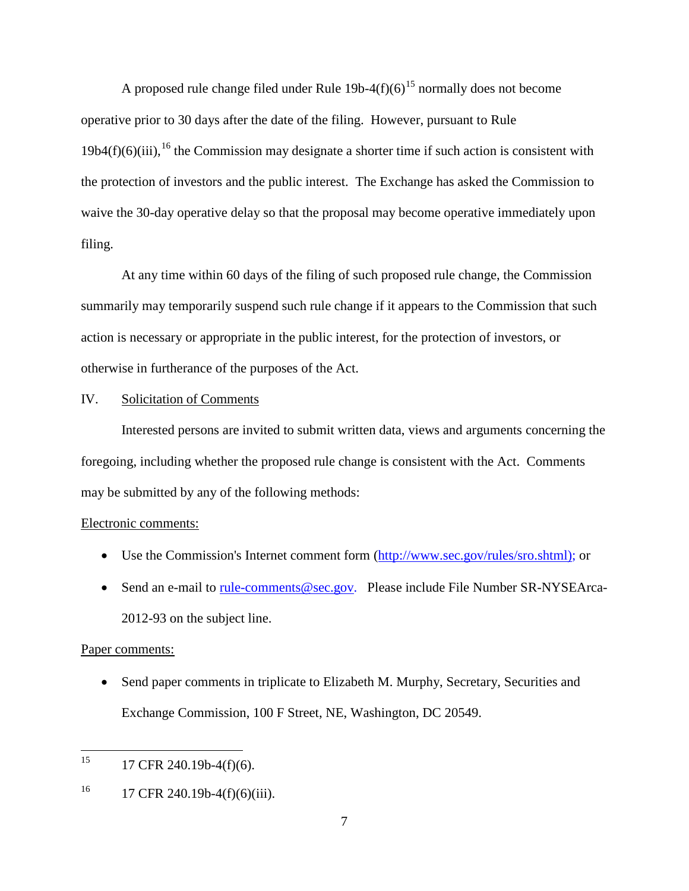A proposed rule change filed under Rule 19b-4(f)(6)[15] normally does not become operative prior to 30 days after the date of the filing. However, pursuant to Rule 19b4(f)(6)(iii),[16] the Commission may designate a shorter time if such action is consistent with the protection of investors and the public interest. The Exchange has asked the Commission to waive the 30-day operative delay so that the proposal may become operative immediately upon filing.

At any time within 60 days of the filing of such proposed rule change, the Commission summarily may temporarily suspend such rule change if it appears to the Commission that such action is necessary or appropriate in the public interest, for the protection of investors, or otherwise in furtherance of the purposes of the Act.

IV. Solicitation of Comments

Interested persons are invited to submit written data, views and arguments concerning the foregoing, including whether the proposed rule change is consistent with the Act. Comments may be submitted by any of the following methods:

Electronic comments:

- Use the Commission's Internet comment form (http://www.sec.gov/rules/sro.shtml); or
- Send an e-mail to rule-comments@sec.gov. Please include File Number SR-NYSEArca-2012-93 on the subject line.

Paper comments:

- Send paper comments in triplicate to Elizabeth M. Murphy, Secretary, Securities and Exchange Commission, 100 F Street, NE, Washington, DC 20549.

---

[15] 17 CFR 240.19b-4(f)(6).

[16] 17 CFR 240.19b-4(f)(6)(iii).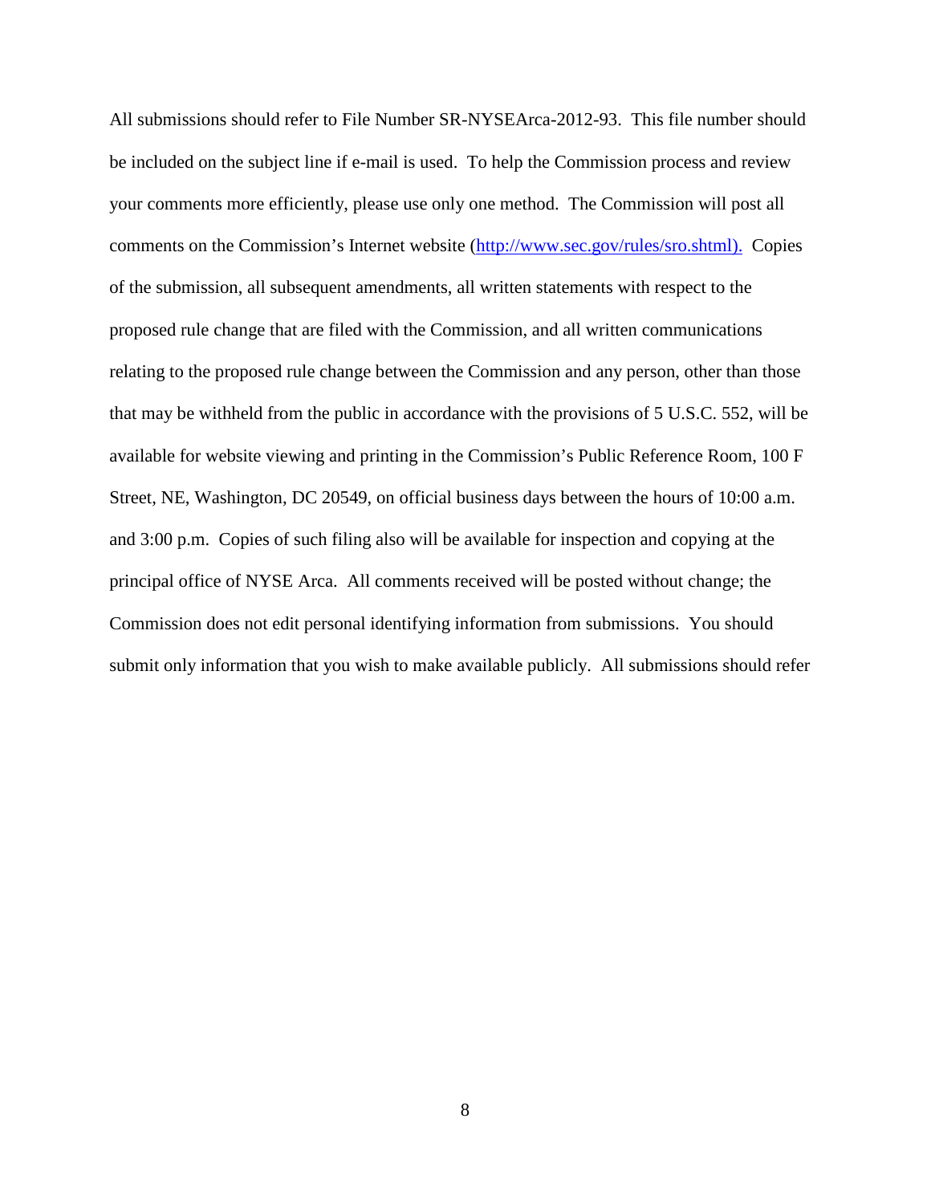All submissions should refer to File Number SR-NYSEArca-2012-93. This file number should be included on the subject line if e-mail is used. To help the Commission process and review your comments more efficiently, please use only one method. The Commission will post all comments on the Commission's Internet website (http://www.sec.gov/rules/sro.shtml). Copies of the submission, all subsequent amendments, all written statements with respect to the proposed rule change that are filed with the Commission, and all written communications relating to the proposed rule change between the Commission and any person, other than those that may be withheld from the public in accordance with the provisions of 5 U.S.C. 552, will be available for website viewing and printing in the Commission's Public Reference Room, 100 F Street, NE, Washington, DC 20549, on official business days between the hours of 10:00 a.m. and 3:00 p.m. Copies of such filing also will be available for inspection and copying at the principal office of NYSE Arca. All comments received will be posted without change; the Commission does not edit personal identifying information from submissions. You should submit only information that you wish to make available publicly. All submissions should refer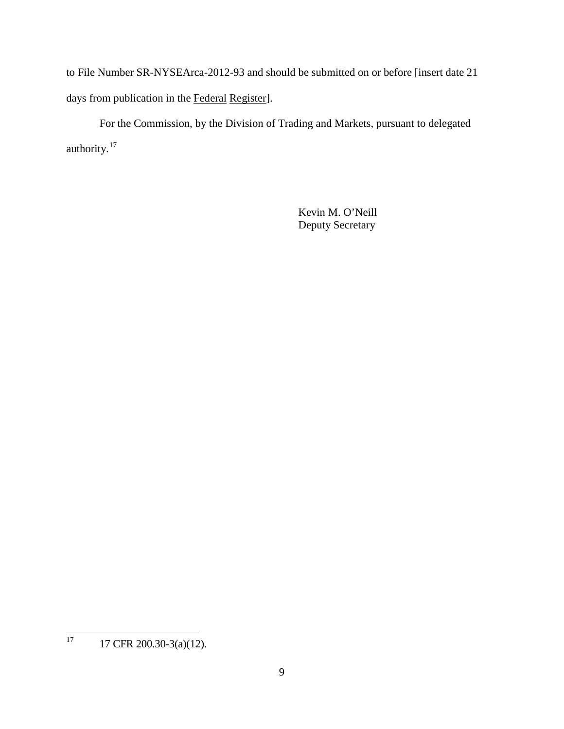to File Number SR-NYSEArca-2012-93 and should be submitted on or before [insert date 21 days from publication in the Federal Register].

For the Commission, by the Division of Trading and Markets, pursuant to delegated authority.[17]

Kevin M. O'Neill
Deputy Secretary

---

[17] 17 CFR 200.30-3(a)(12).